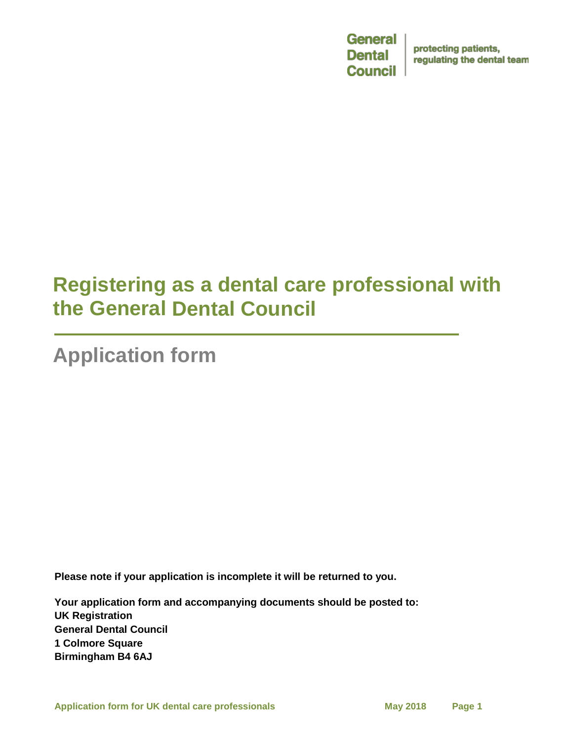General Dental Council | protecting patients, regulating the dental team

# Registering as a dental care professional with the General Dental Council

## Application form

**Please note if your application is incomplete it will be returned to you.**

**Your application form and accompanying documents should be posted to:**
**UK Registration**
**General Dental Council**
**1 Colmore Square**
**Birmingham B4 6AJ**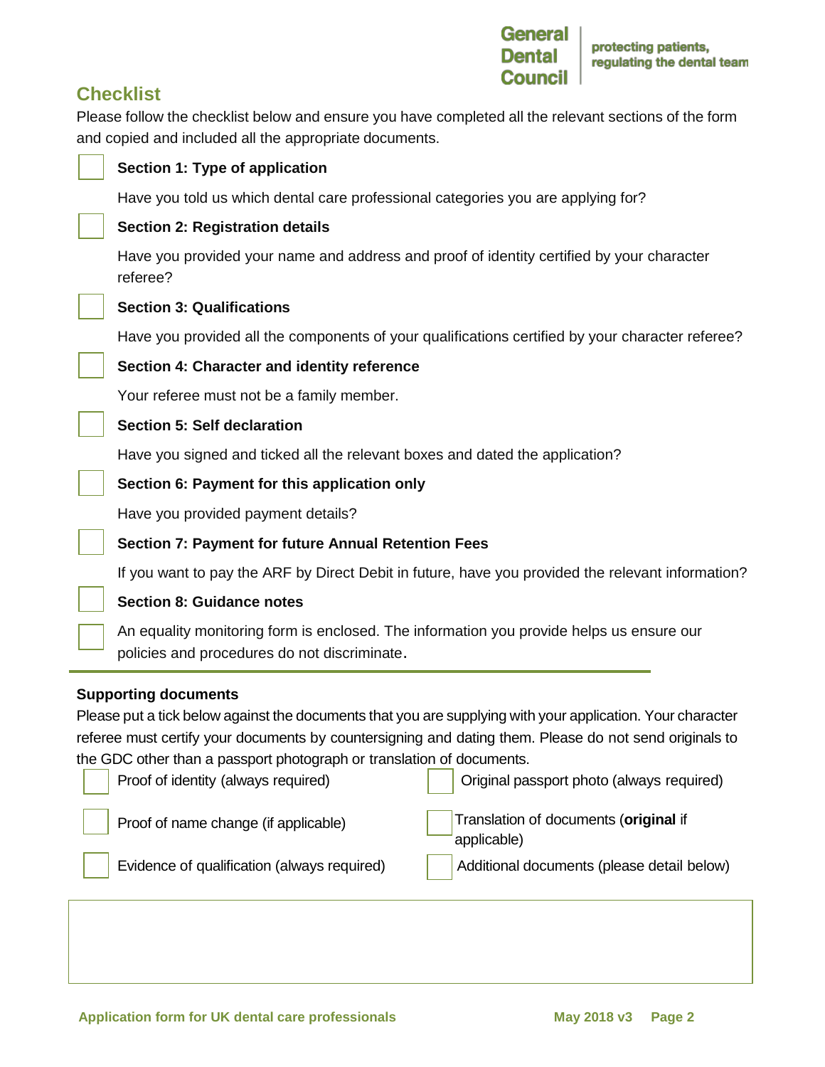## Checklist

Please follow the checklist below and ensure you have completed all the relevant sections of the form and copied and included all the appropriate documents.

- [ ] **Section 1: Type of application**

  Have you told us which dental care professional categories you are applying for?

- [ ] **Section 2: Registration details**

  Have you provided your name and address and proof of identity certified by your character referee?

- [ ] **Section 3: Qualifications**

  Have you provided all the components of your qualifications certified by your character referee?

- [ ] **Section 4: Character and identity reference**

  Your referee must not be a family member.

- [ ] **Section 5: Self declaration**

  Have you signed and ticked all the relevant boxes and dated the application?

- [ ] **Section 6: Payment for this application only**

  Have you provided payment details?

- [ ] **Section 7: Payment for future Annual Retention Fees**

  If you want to pay the ARF by Direct Debit in future, have you provided the relevant information?

- [ ] **Section 8: Guidance notes**

- [ ] An equality monitoring form is enclosed. The information you provide helps us ensure our policies and procedures do not discriminate.

**Supporting documents**

Please put a tick below against the documents that you are supplying with your application. Your character referee must certify your documents by countersigning and dating them. Please do not send originals to the GDC other than a passport photograph or translation of documents.

- [ ] Proof of identity (always required)
- [ ] Original passport photo (always required)
- [ ] Proof of name change (if applicable)
- [ ] Translation of documents (**original** if applicable)
- [ ] Evidence of qualification (always required)
- [ ] Additional documents (please detail below)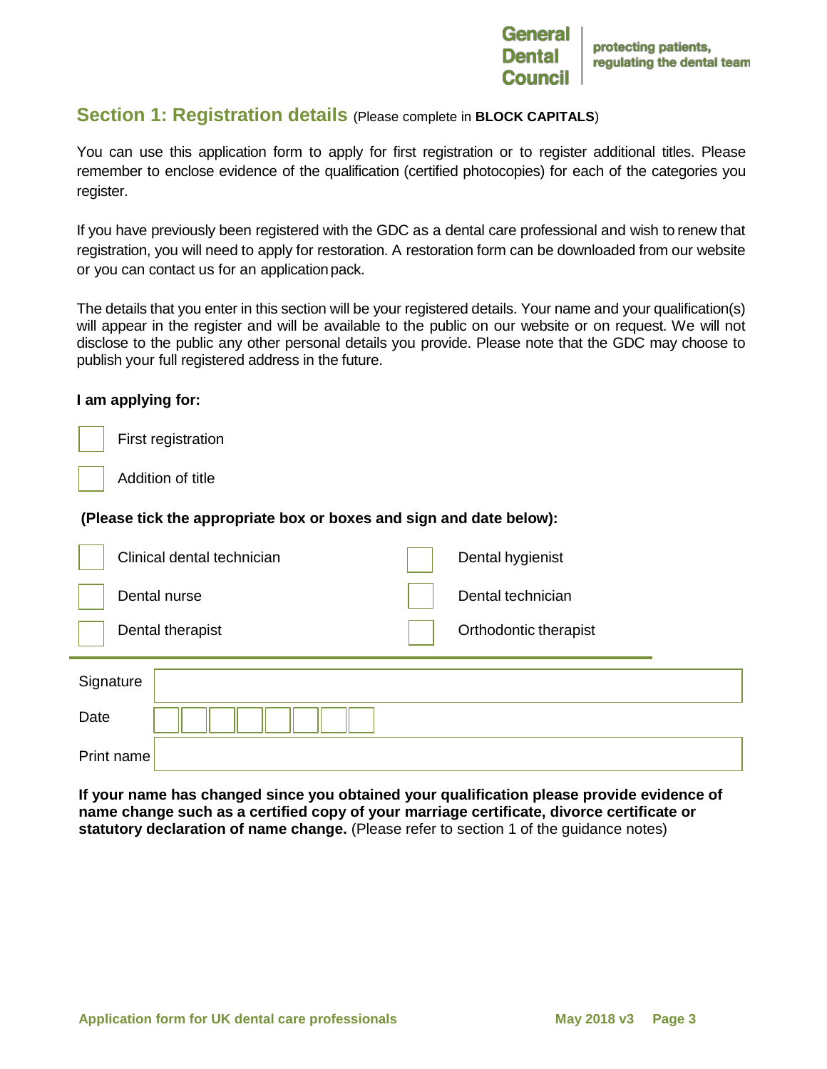## Section 1: Registration details (Please complete in **BLOCK CAPITALS**)

You can use this application form to apply for first registration or to register additional titles. Please remember to enclose evidence of the qualification (certified photocopies) for each of the categories you register.

If you have previously been registered with the GDC as a dental care professional and wish to renew that registration, you will need to apply for restoration. A restoration form can be downloaded from our website or you can contact us for an application pack.

The details that you enter in this section will be your registered details. Your name and your qualification(s) will appear in the register and will be available to the public on our website or on request. We will not disclose to the public any other personal details you provide. Please note that the GDC may choose to publish your full registered address in the future.

**I am applying for:**

- ☐ First registration
- ☐ Addition of title

**(Please tick the appropriate box or boxes and sign and date below):**

| | |
|---|---|
| ☐ Clinical dental technician | ☐ Dental hygienist |
| ☐ Dental nurse | ☐ Dental technician |
| ☐ Dental therapist | ☐ Orthodontic therapist |

| | |
|---|---|
| Signature | |
| Date | ☐☐☐☐☐☐☐☐ |
| Print name | |

**If your name has changed since you obtained your qualification please provide evidence of name change such as a certified copy of your marriage certificate, divorce certificate or statutory declaration of name change.** (Please refer to section 1 of the guidance notes)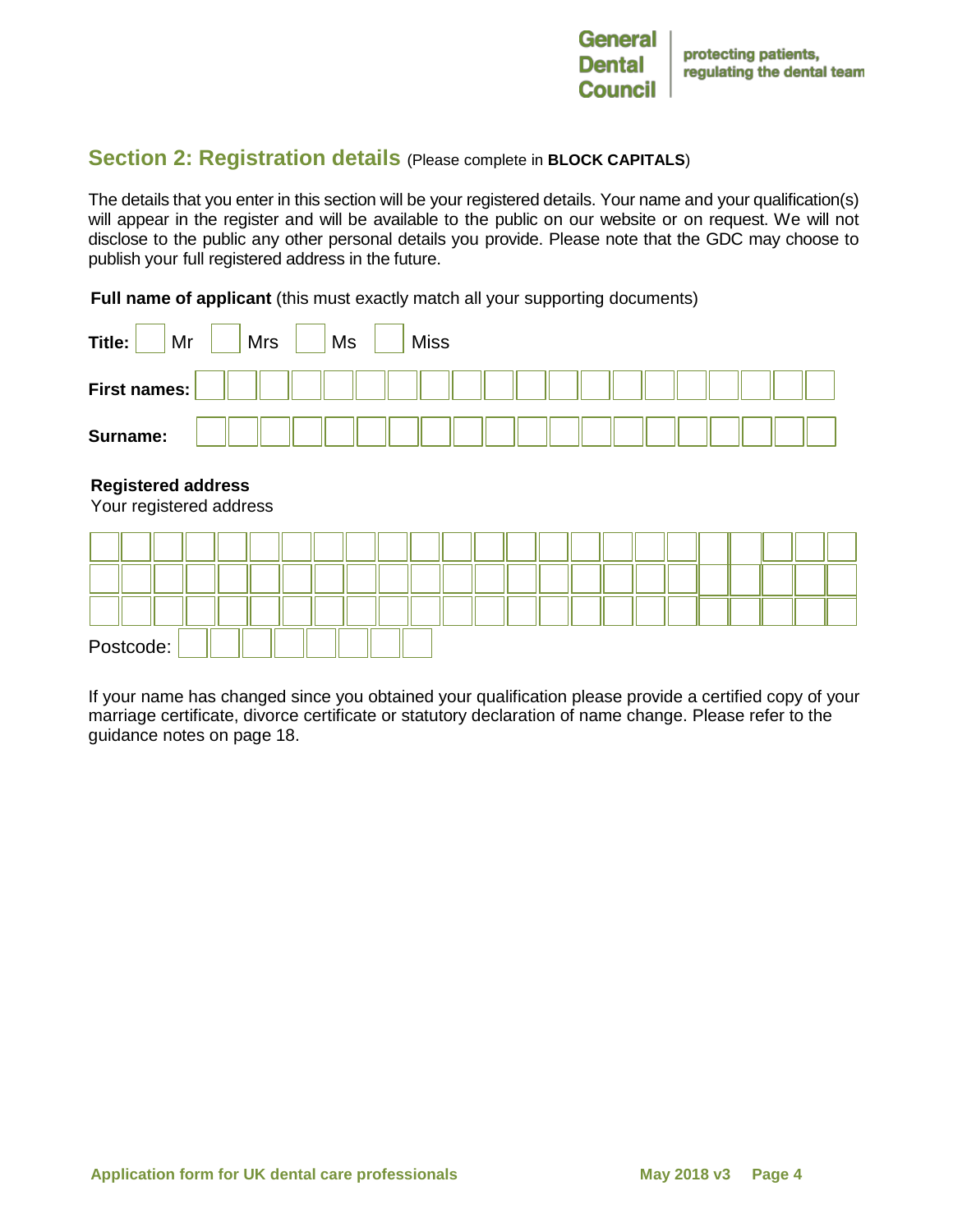## Section 2: Registration details (Please complete in **BLOCK CAPITALS**)

The details that you enter in this section will be your registered details. Your name and your qualification(s) will appear in the register and will be available to the public on our website or on request. We will not disclose to the public any other personal details you provide. Please note that the GDC may choose to publish your full registered address in the future.

**Full name of applicant** (this must exactly match all your supporting documents)

**Title:** ☐ Mr ☐ Mrs ☐ Ms ☐ Miss

**First names:**

**Surname:**

**Registered address**

Your registered address

Postcode:

If your name has changed since you obtained your qualification please provide a certified copy of your marriage certificate, divorce certificate or statutory declaration of name change. Please refer to the guidance notes on page 18.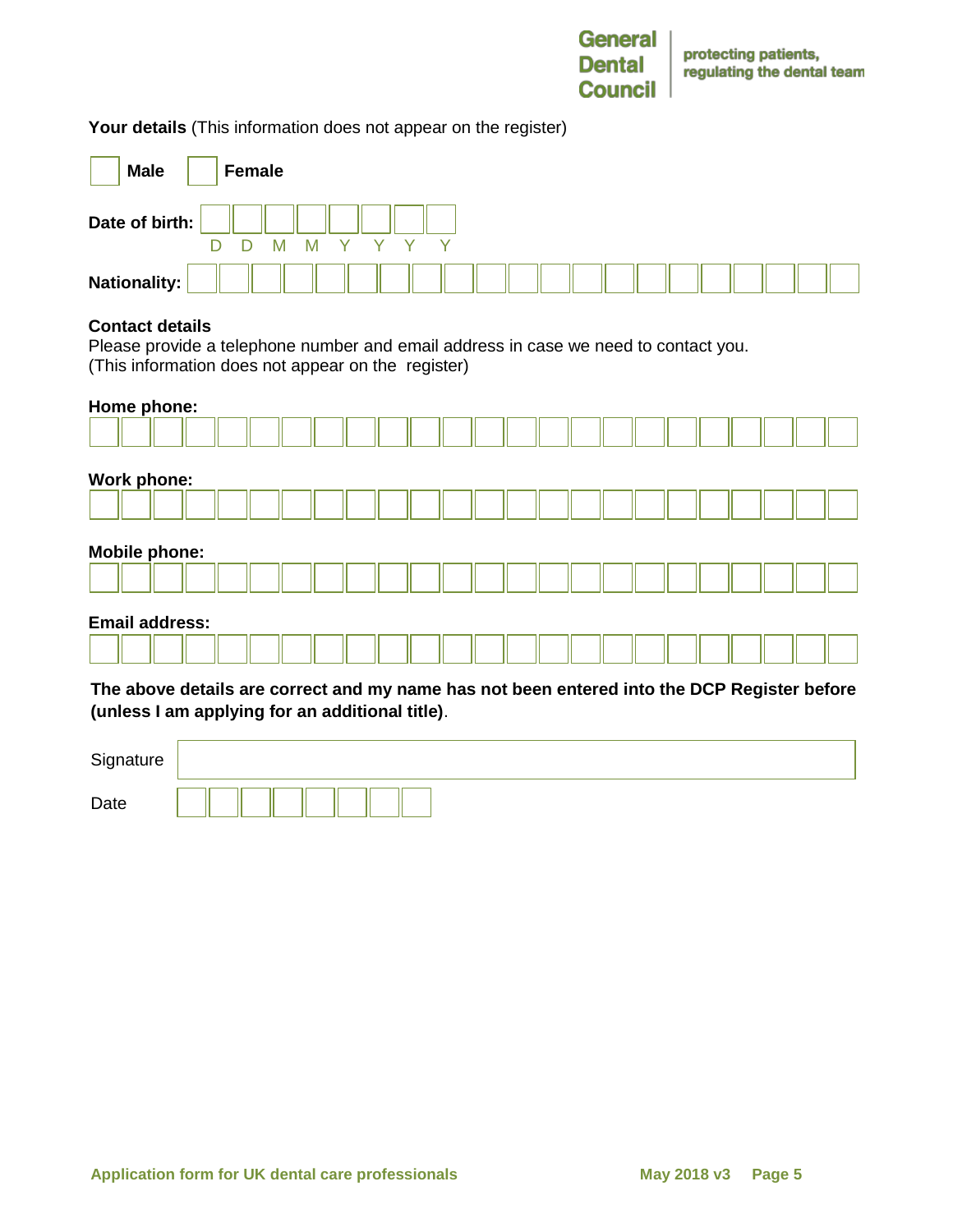General Dental Council — protecting patients, regulating the dental team

**Your details** (This information does not appear on the register)

☐ **Male** ☐ **Female**

**Date of birth:** D D M M Y Y Y Y

**Nationality:**

**Contact details**

Please provide a telephone number and email address in case we need to contact you.
(This information does not appear on the register)

**Home phone:**

**Work phone:**

**Mobile phone:**

**Email address:**

**The above details are correct and my name has not been entered into the DCP Register before (unless I am applying for an additional title)**.

Signature

Date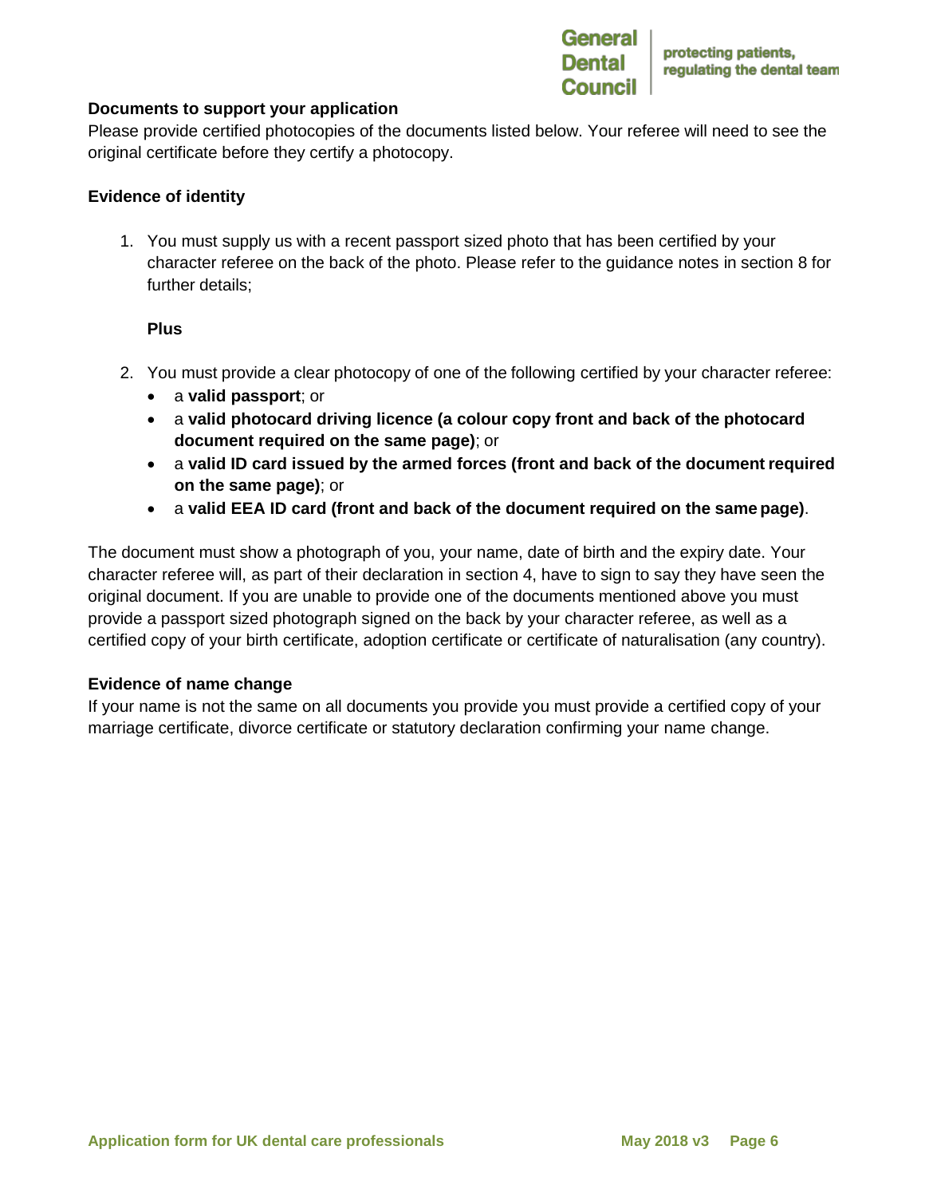### Documents to support your application

Please provide certified photocopies of the documents listed below. Your referee will need to see the original certificate before they certify a photocopy.

### Evidence of identity

1. You must supply us with a recent passport sized photo that has been certified by your character referee on the back of the photo. Please refer to the guidance notes in section 8 for further details;

   **Plus**

2. You must provide a clear photocopy of one of the following certified by your character referee:
   - a **valid passport**; or
   - a **valid photocard driving licence (a colour copy front and back of the photocard document required on the same page)**; or
   - a **valid ID card issued by the armed forces (front and back of the document required on the same page)**; or
   - a **valid EEA ID card (front and back of the document required on the same page)**.

The document must show a photograph of you, your name, date of birth and the expiry date. Your character referee will, as part of their declaration in section 4, have to sign to say they have seen the original document. If you are unable to provide one of the documents mentioned above you must provide a passport sized photograph signed on the back by your character referee, as well as a certified copy of your birth certificate, adoption certificate or certificate of naturalisation (any country).

### Evidence of name change

If your name is not the same on all documents you provide you must provide a certified copy of your marriage certificate, divorce certificate or statutory declaration confirming your name change.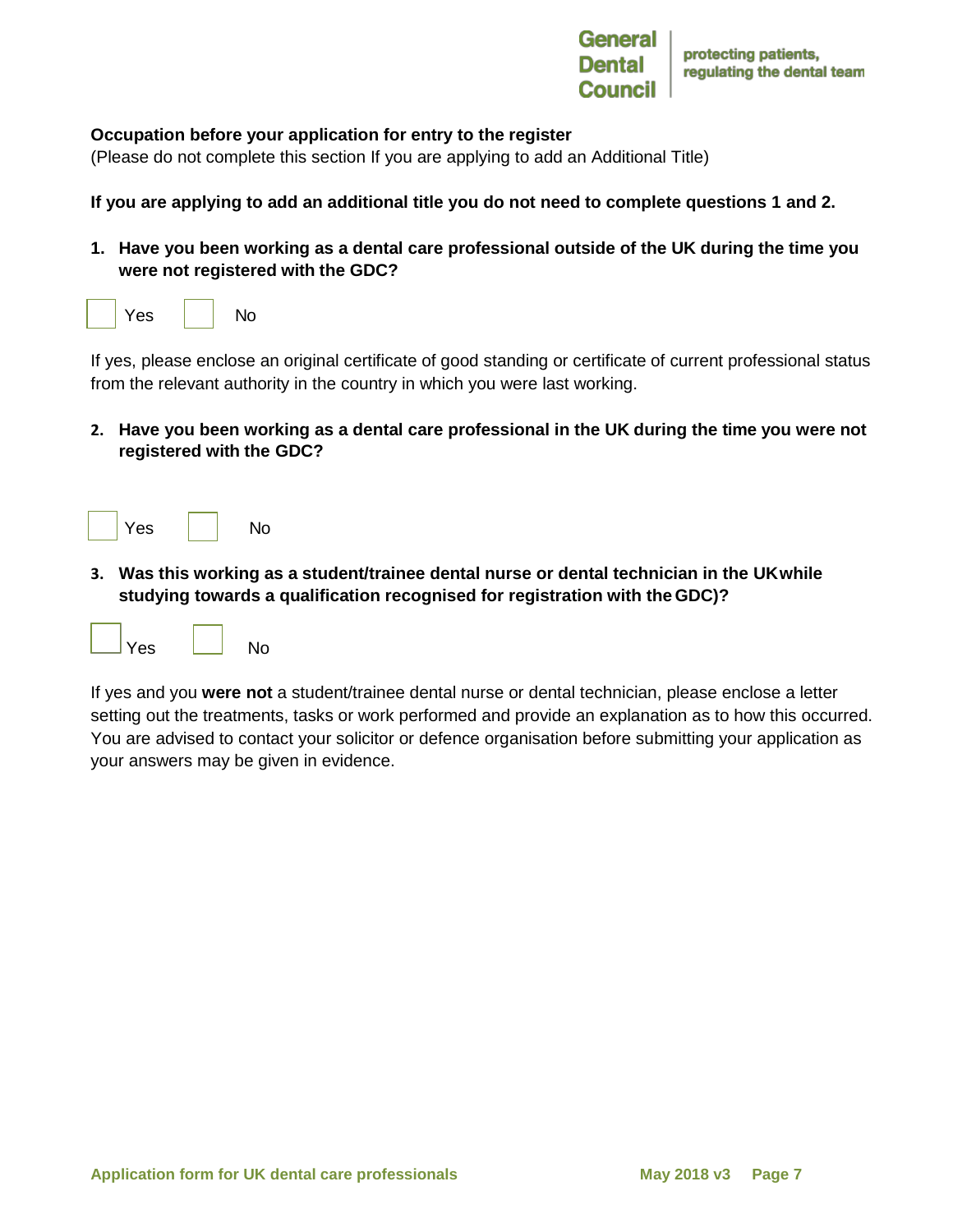**Occupation before your application for entry to the register**

(Please do not complete this section If you are applying to add an Additional Title)

**If you are applying to add an additional title you do not need to complete questions 1 and 2.**

1. **Have you been working as a dental care professional outside of the UK during the time you were not registered with the GDC?**

☐ Yes ☐ No

If yes, please enclose an original certificate of good standing or certificate of current professional status from the relevant authority in the country in which you were last working.

2. **Have you been working as a dental care professional in the UK during the time you were not registered with the GDC?**

☐ Yes ☐ No

3. **Was this working as a student/trainee dental nurse or dental technician in the UK while studying towards a qualification recognised for registration with the GDC)?**

☐ Yes ☐ No

If yes and you **were not** a student/trainee dental nurse or dental technician, please enclose a letter setting out the treatments, tasks or work performed and provide an explanation as to how this occurred. You are advised to contact your solicitor or defence organisation before submitting your application as your answers may be given in evidence.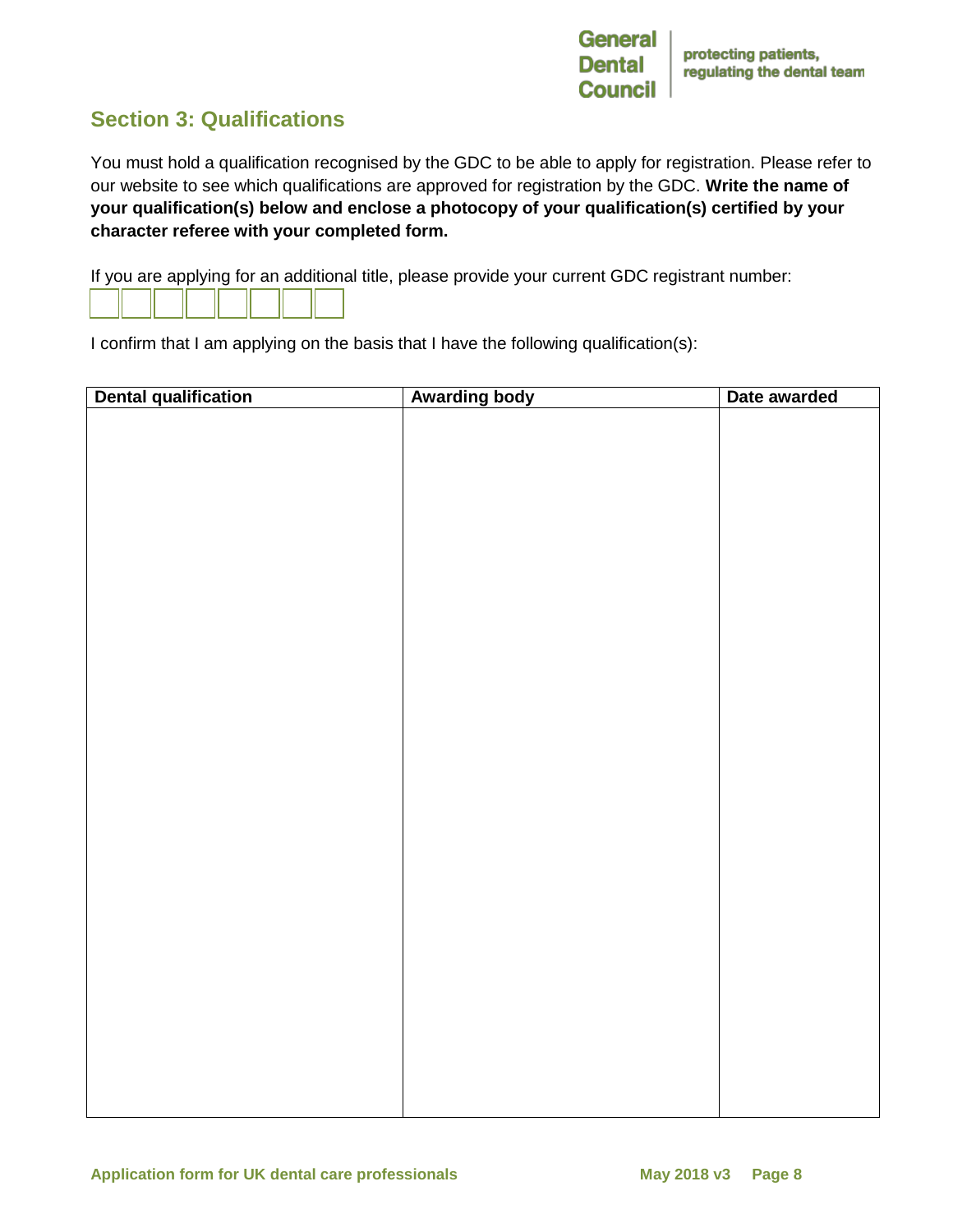## Section 3: Qualifications

You must hold a qualification recognised by the GDC to be able to apply for registration. Please refer to our website to see which qualifications are approved for registration by the GDC. **Write the name of your qualification(s) below and enclose a photocopy of your qualification(s) certified by your character referee with your completed form.**

If you are applying for an additional title, please provide your current GDC registrant number:

| | | | | | | | |
|---|---|---|---|---|---|---|---|
| | | | | | | | |

I confirm that I am applying on the basis that I have the following qualification(s):

| Dental qualification | Awarding body | Date awarded |
|---|---|---|
| | | |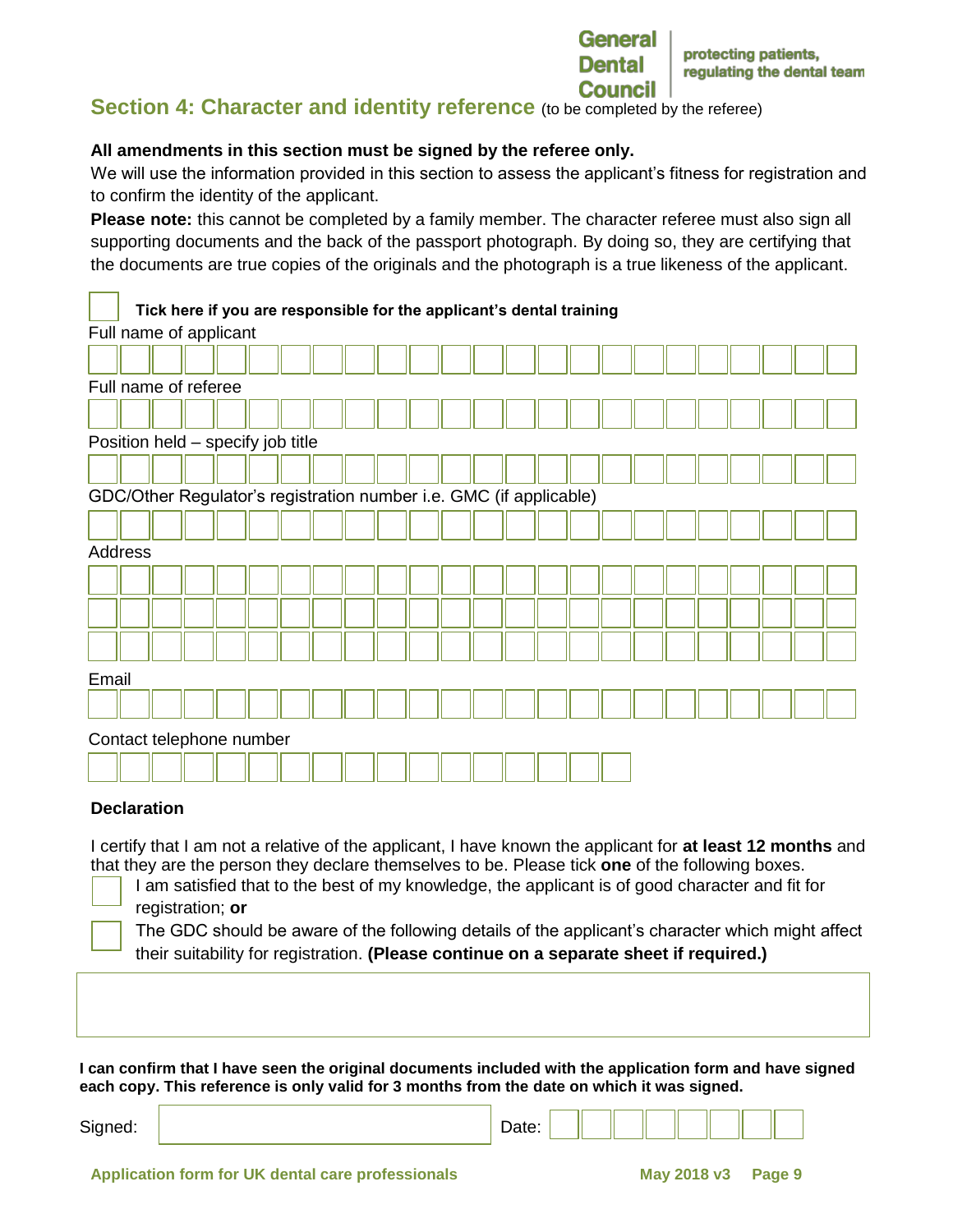## Section 4: Character and identity reference (to be completed by the referee)

**All amendments in this section must be signed by the referee only.**

We will use the information provided in this section to assess the applicant's fitness for registration and to confirm the identity of the applicant.

**Please note:** this cannot be completed by a family member. The character referee must also sign all supporting documents and the back of the passport photograph. By doing so, they are certifying that the documents are true copies of the originals and the photograph is a true likeness of the applicant.

☐ **Tick here if you are responsible for the applicant's dental training**

Full name of applicant

Full name of referee

Position held – specify job title

GDC/Other Regulator's registration number i.e. GMC (if applicable)

Address

Email

Contact telephone number

**Declaration**

I certify that I am not a relative of the applicant, I have known the applicant for **at least 12 months** and that they are the person they declare themselves to be. Please tick **one** of the following boxes.

☐ I am satisfied that to the best of my knowledge, the applicant is of good character and fit for registration; **or**

☐ The GDC should be aware of the following details of the applicant's character which might affect their suitability for registration. **(Please continue on a separate sheet if required.)**

**I can confirm that I have seen the original documents included with the application form and have signed each copy. This reference is only valid for 3 months from the date on which it was signed.**

Signed: ______________________ Date: ______________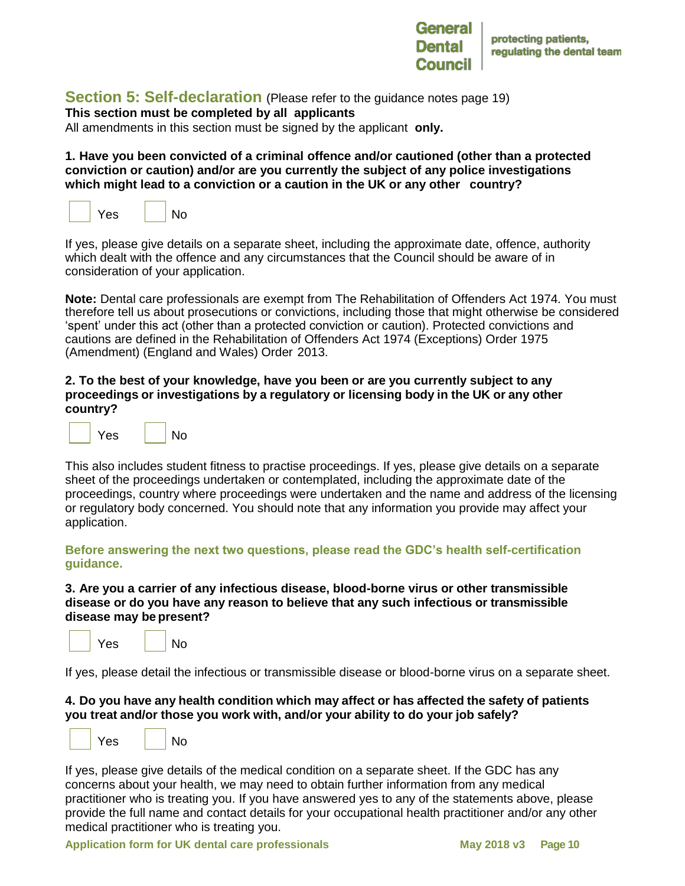## Section 5: Self-declaration (Please refer to the guidance notes page 19)

**This section must be completed by all applicants**

All amendments in this section must be signed by the applicant **only.**

**1. Have you been convicted of a criminal offence and/or cautioned (other than a protected conviction or caution) and/or are you currently the subject of any police investigations which might lead to a conviction or a caution in the UK or any other country?**

☐ Yes ☐ No

If yes, please give details on a separate sheet, including the approximate date, offence, authority which dealt with the offence and any circumstances that the Council should be aware of in consideration of your application.

**Note:** Dental care professionals are exempt from The Rehabilitation of Offenders Act 1974. You must therefore tell us about prosecutions or convictions, including those that might otherwise be considered 'spent' under this act (other than a protected conviction or caution). Protected convictions and cautions are defined in the Rehabilitation of Offenders Act 1974 (Exceptions) Order 1975 (Amendment) (England and Wales) Order 2013.

**2. To the best of your knowledge, have you been or are you currently subject to any proceedings or investigations by a regulatory or licensing body in the UK or any other country?**

☐ Yes ☐ No

This also includes student fitness to practise proceedings. If yes, please give details on a separate sheet of the proceedings undertaken or contemplated, including the approximate date of the proceedings, country where proceedings were undertaken and the name and address of the licensing or regulatory body concerned. You should note that any information you provide may affect your application.

**Before answering the next two questions, please read the GDC's health self-certification guidance.**

**3. Are you a carrier of any infectious disease, blood-borne virus or other transmissible disease or do you have any reason to believe that any such infectious or transmissible disease may be present?**

☐ Yes ☐ No

If yes, please detail the infectious or transmissible disease or blood-borne virus on a separate sheet.

**4. Do you have any health condition which may affect or has affected the safety of patients you treat and/or those you work with, and/or your ability to do your job safely?**

☐ Yes ☐ No

If yes, please give details of the medical condition on a separate sheet. If the GDC has any concerns about your health, we may need to obtain further information from any medical practitioner who is treating you. If you have answered yes to any of the statements above, please provide the full name and contact details for your occupational health practitioner and/or any other medical practitioner who is treating you.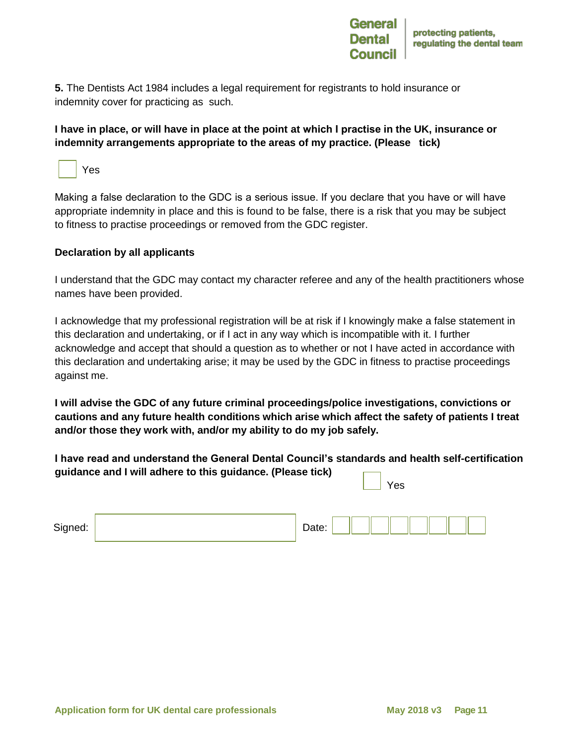**5.** The Dentists Act 1984 includes a legal requirement for registrants to hold insurance or indemnity cover for practicing as such.

**I have in place, or will have in place at the point at which I practise in the UK, insurance or indemnity arrangements appropriate to the areas of my practice. (Please tick)**

☐ Yes

Making a false declaration to the GDC is a serious issue. If you declare that you have or will have appropriate indemnity in place and this is found to be false, there is a risk that you may be subject to fitness to practise proceedings or removed from the GDC register.

**Declaration by all applicants**

I understand that the GDC may contact my character referee and any of the health practitioners whose names have been provided.

I acknowledge that my professional registration will be at risk if I knowingly make a false statement in this declaration and undertaking, or if I act in any way which is incompatible with it. I further acknowledge and accept that should a question as to whether or not I have acted in accordance with this declaration and undertaking arise; it may be used by the GDC in fitness to practise proceedings against me.

**I will advise the GDC of any future criminal proceedings/police investigations, convictions or cautions and any future health conditions which arise which affect the safety of patients I treat and/or those they work with, and/or my ability to do my job safely.**

**I have read and understand the General Dental Council's standards and health self-certification guidance and I will adhere to this guidance. (Please tick)**

☐ Yes

Signed: ____________________ Date: ☐☐☐☐☐☐☐☐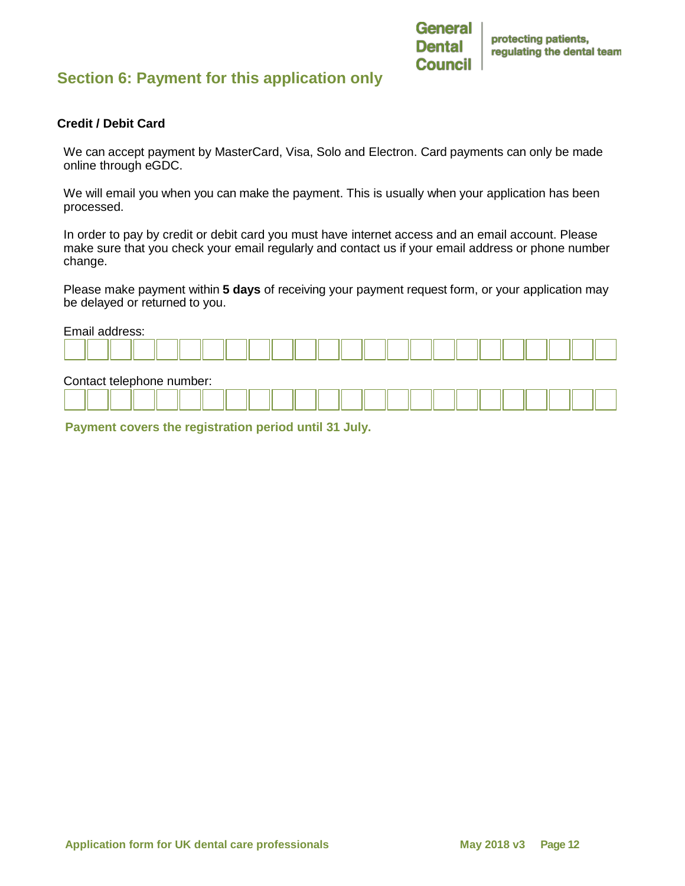## Section 6: Payment for this application only

### Credit / Debit Card

We can accept payment by MasterCard, Visa, Solo and Electron. Card payments can only be made online through eGDC.

We will email you when you can make the payment. This is usually when your application has been processed.

In order to pay by credit or debit card you must have internet access and an email account. Please make sure that you check your email regularly and contact us if your email address or phone number change.

Please make payment within **5 days** of receiving your payment request form, or your application may be delayed or returned to you.

Email address:

| | | | | | | | | | | | | | | | | | | | | | | | |
|---|---|---|---|---|---|---|---|---|---|---|---|---|---|---|---|---|---|---|---|---|---|---|---|

Contact telephone number:

| | | | | | | | | | | | | | | | | | | | | | | | |
|---|---|---|---|---|---|---|---|---|---|---|---|---|---|---|---|---|---|---|---|---|---|---|---|

**Payment covers the registration period until 31 July.**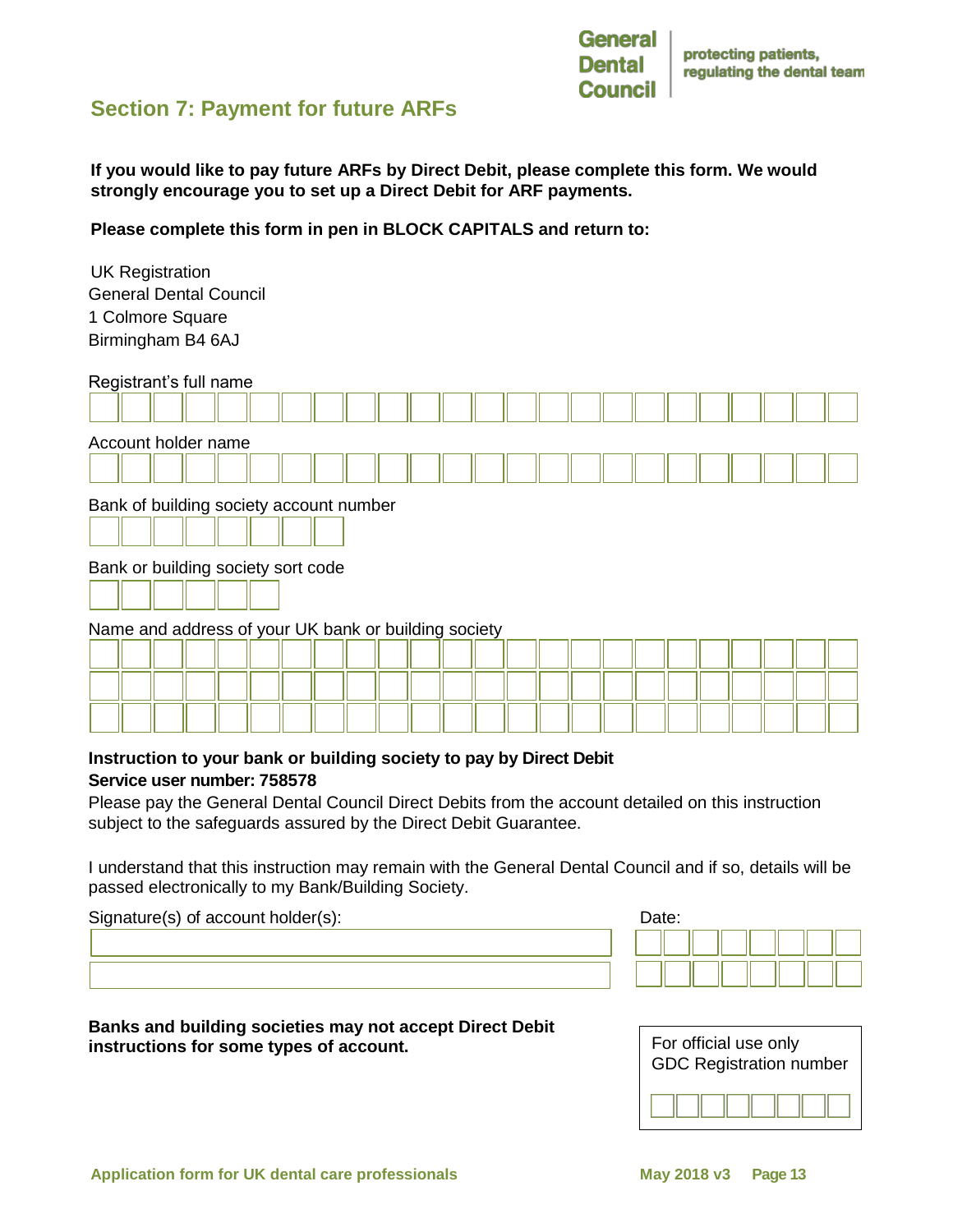## Section 7: Payment for future ARFs

**If you would like to pay future ARFs by Direct Debit, please complete this form. We would strongly encourage you to set up a Direct Debit for ARF payments.**

**Please complete this form in pen in BLOCK CAPITALS and return to:**

UK Registration
General Dental Council
1 Colmore Square
Birmingham B4 6AJ

Registrant's full name

Account holder name

Bank of building society account number

Bank or building society sort code

Name and address of your UK bank or building society

**Instruction to your bank or building society to pay by Direct Debit**
**Service user number: 758578**

Please pay the General Dental Council Direct Debits from the account detailed on this instruction subject to the safeguards assured by the Direct Debit Guarantee.

I understand that this instruction may remain with the General Dental Council and if so, details will be passed electronically to my Bank/Building Society.

Signature(s) of account holder(s):

Date:

**Banks and building societies may not accept Direct Debit instructions for some types of account.**

For official use only
GDC Registration number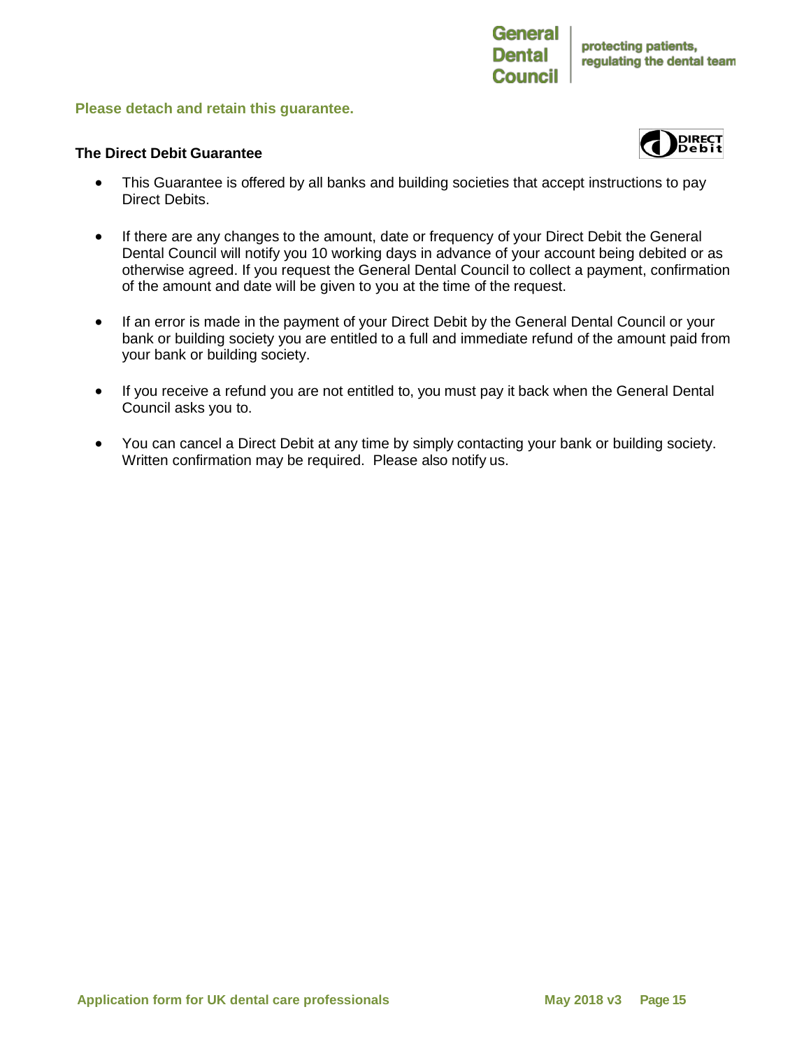**Please detach and retain this guarantee.**

### The Direct Debit Guarantee

- This Guarantee is offered by all banks and building societies that accept instructions to pay Direct Debits.
- If there are any changes to the amount, date or frequency of your Direct Debit the General Dental Council will notify you 10 working days in advance of your account being debited or as otherwise agreed. If you request the General Dental Council to collect a payment, confirmation of the amount and date will be given to you at the time of the request.
- If an error is made in the payment of your Direct Debit by the General Dental Council or your bank or building society you are entitled to a full and immediate refund of the amount paid from your bank or building society.
- If you receive a refund you are not entitled to, you must pay it back when the General Dental Council asks you to.
- You can cancel a Direct Debit at any time by simply contacting your bank or building society. Written confirmation may be required. Please also notify us.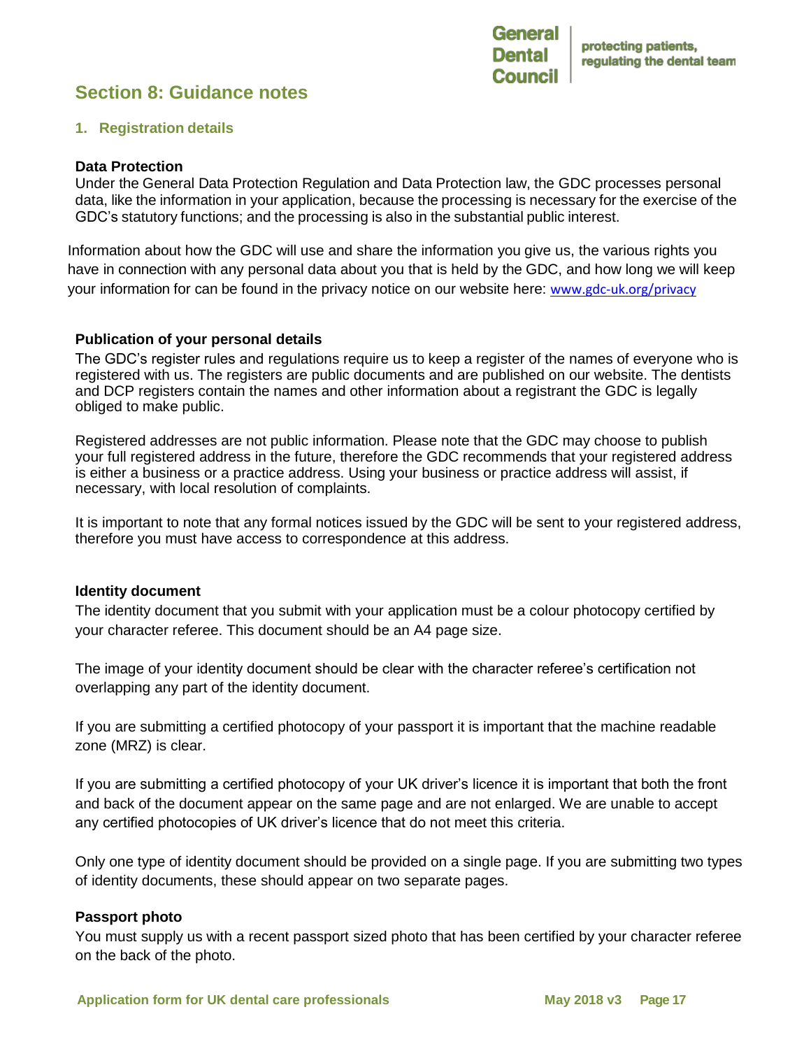## Section 8: Guidance notes

### 1. Registration details

**Data Protection**

Under the General Data Protection Regulation and Data Protection law, the GDC processes personal data, like the information in your application, because the processing is necessary for the exercise of the GDC's statutory functions; and the processing is also in the substantial public interest.

Information about how the GDC will use and share the information you give us, the various rights you have in connection with any personal data about you that is held by the GDC, and how long we will keep your information for can be found in the privacy notice on our website here: www.gdc-uk.org/privacy

**Publication of your personal details**

The GDC's register rules and regulations require us to keep a register of the names of everyone who is registered with us. The registers are public documents and are published on our website. The dentists and DCP registers contain the names and other information about a registrant the GDC is legally obliged to make public.

Registered addresses are not public information. Please note that the GDC may choose to publish your full registered address in the future, therefore the GDC recommends that your registered address is either a business or a practice address. Using your business or practice address will assist, if necessary, with local resolution of complaints.

It is important to note that any formal notices issued by the GDC will be sent to your registered address, therefore you must have access to correspondence at this address.

**Identity document**

The identity document that you submit with your application must be a colour photocopy certified by your character referee. This document should be an A4 page size.

The image of your identity document should be clear with the character referee's certification not overlapping any part of the identity document.

If you are submitting a certified photocopy of your passport it is important that the machine readable zone (MRZ) is clear.

If you are submitting a certified photocopy of your UK driver's licence it is important that both the front and back of the document appear on the same page and are not enlarged. We are unable to accept any certified photocopies of UK driver's licence that do not meet this criteria.

Only one type of identity document should be provided on a single page. If you are submitting two types of identity documents, these should appear on two separate pages.

**Passport photo**

You must supply us with a recent passport sized photo that has been certified by your character referee on the back of the photo.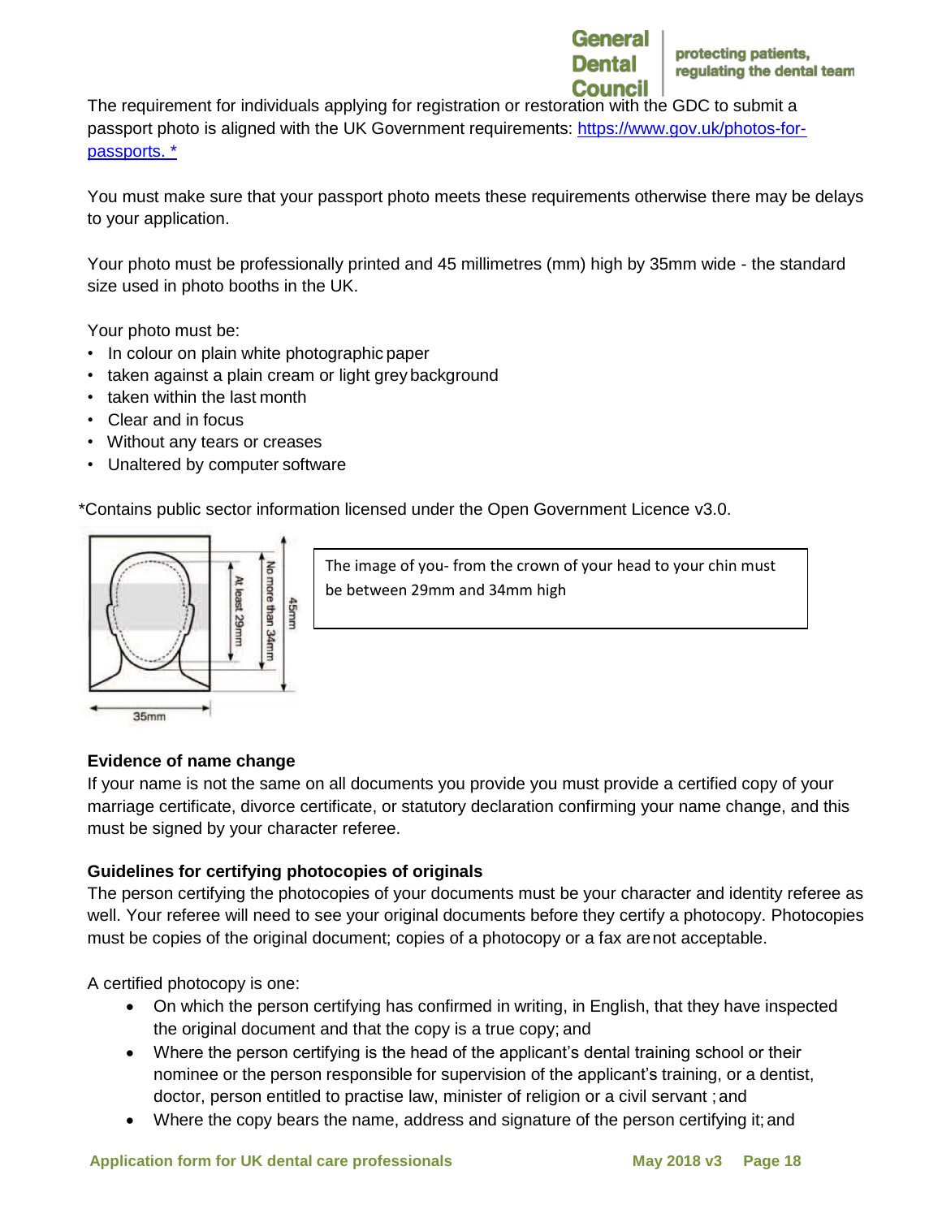The requirement for individuals applying for registration or restoration with the GDC to submit a passport photo is aligned with the UK Government requirements: [https://www.gov.uk/photos-for-passports. *](https://www.gov.uk/photos-for-passports)

You must make sure that your passport photo meets these requirements otherwise there may be delays to your application.

Your photo must be professionally printed and 45 millimetres (mm) high by 35mm wide - the standard size used in photo booths in the UK.

Your photo must be:

- In colour on plain white photographic paper
- taken against a plain cream or light grey background
- taken within the last month
- Clear and in focus
- Without any tears or creases
- Unaltered by computer software

*Contains public sector information licensed under the Open Government Licence v3.0.

The image of you- from the crown of your head to your chin must be between 29mm and 34mm high

### Evidence of name change

If your name is not the same on all documents you provide you must provide a certified copy of your marriage certificate, divorce certificate, or statutory declaration confirming your name change, and this must be signed by your character referee.

### Guidelines for certifying photocopies of originals

The person certifying the photocopies of your documents must be your character and identity referee as well. Your referee will need to see your original documents before they certify a photocopy. Photocopies must be copies of the original document; copies of a photocopy or a fax are not acceptable.

A certified photocopy is one:

- On which the person certifying has confirmed in writing, in English, that they have inspected the original document and that the copy is a true copy; and
- Where the person certifying is the head of the applicant's dental training school or their nominee or the person responsible for supervision of the applicant's training, or a dentist, doctor, person entitled to practise law, minister of religion or a civil servant ; and
- Where the copy bears the name, address and signature of the person certifying it; and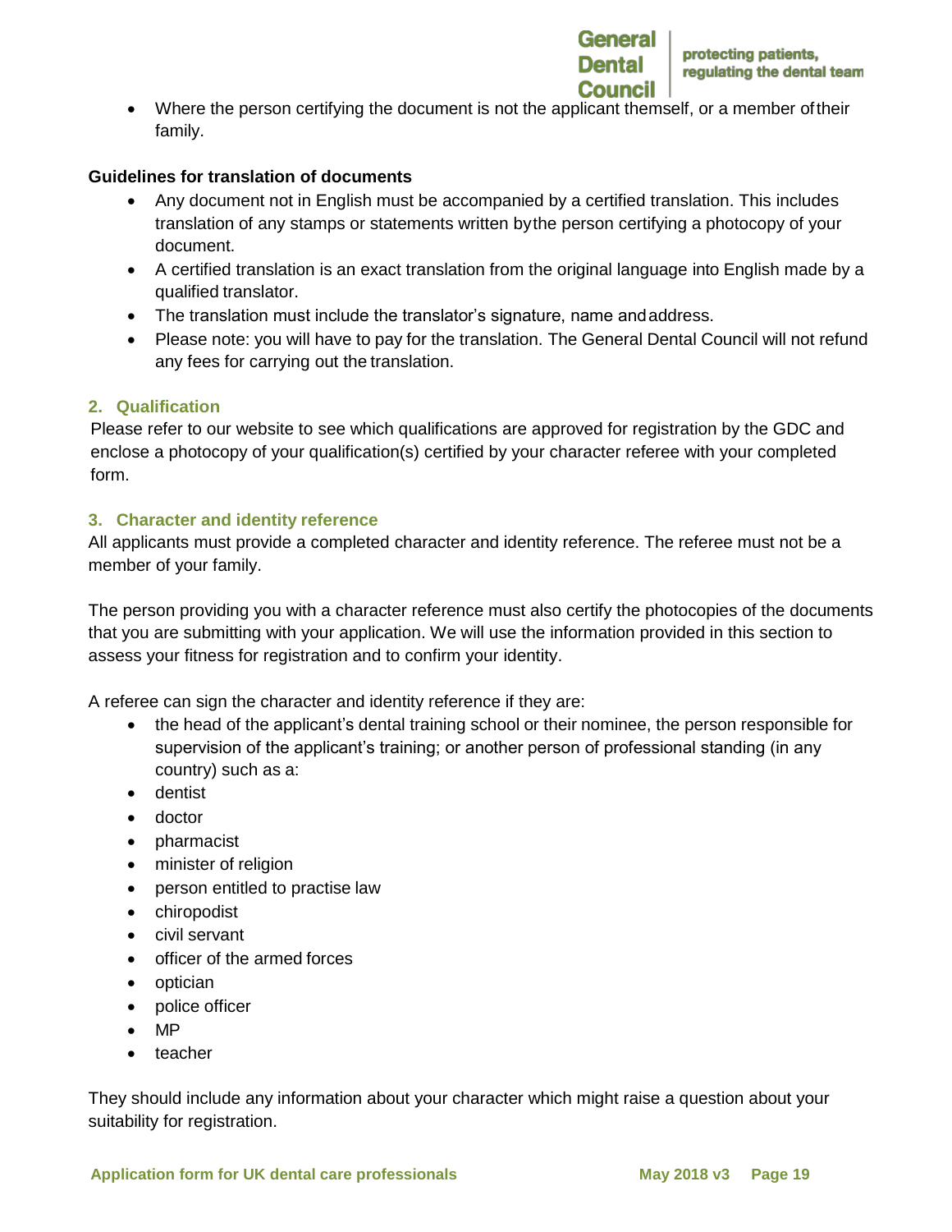- Where the person certifying the document is not the applicant themself, or a member of their family.

**Guidelines for translation of documents**

- Any document not in English must be accompanied by a certified translation. This includes translation of any stamps or statements written by the person certifying a photocopy of your document.
- A certified translation is an exact translation from the original language into English made by a qualified translator.
- The translation must include the translator's signature, name and address.
- Please note: you will have to pay for the translation. The General Dental Council will not refund any fees for carrying out the translation.

## 2. Qualification

Please refer to our website to see which qualifications are approved for registration by the GDC and enclose a photocopy of your qualification(s) certified by your character referee with your completed form.

## 3. Character and identity reference

All applicants must provide a completed character and identity reference. The referee must not be a member of your family.

The person providing you with a character reference must also certify the photocopies of the documents that you are submitting with your application. We will use the information provided in this section to assess your fitness for registration and to confirm your identity.

A referee can sign the character and identity reference if they are:

- the head of the applicant's dental training school or their nominee, the person responsible for supervision of the applicant's training; or another person of professional standing (in any country) such as a:
- dentist
- doctor
- pharmacist
- minister of religion
- person entitled to practise law
- chiropodist
- civil servant
- officer of the armed forces
- optician
- police officer
- MP
- teacher

They should include any information about your character which might raise a question about your suitability for registration.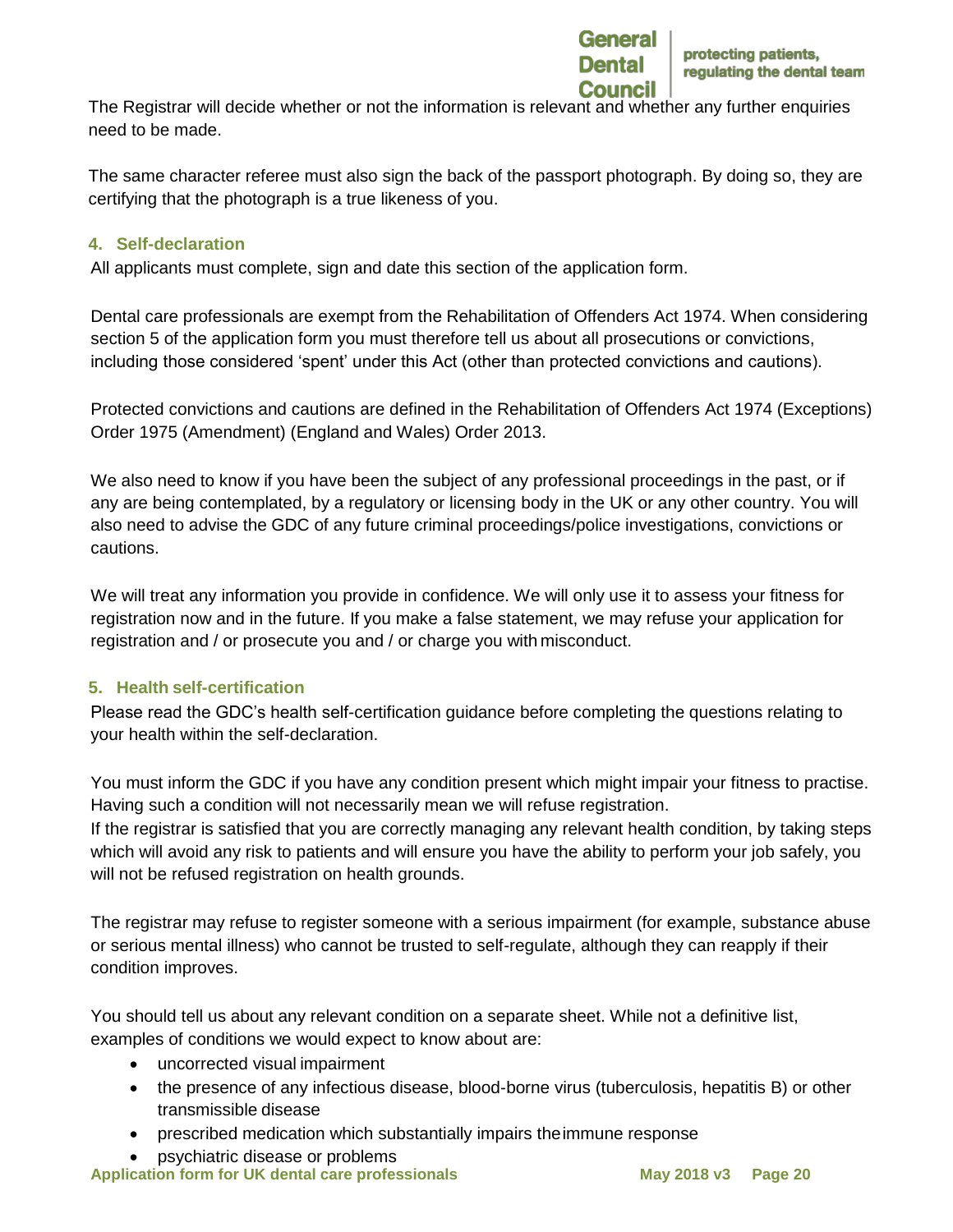The Registrar will decide whether or not the information is relevant and whether any further enquiries need to be made.

The same character referee must also sign the back of the passport photograph. By doing so, they are certifying that the photograph is a true likeness of you.

### 4. Self-declaration

All applicants must complete, sign and date this section of the application form.

Dental care professionals are exempt from the Rehabilitation of Offenders Act 1974. When considering section 5 of the application form you must therefore tell us about all prosecutions or convictions, including those considered 'spent' under this Act (other than protected convictions and cautions).

Protected convictions and cautions are defined in the Rehabilitation of Offenders Act 1974 (Exceptions) Order 1975 (Amendment) (England and Wales) Order 2013.

We also need to know if you have been the subject of any professional proceedings in the past, or if any are being contemplated, by a regulatory or licensing body in the UK or any other country. You will also need to advise the GDC of any future criminal proceedings/police investigations, convictions or cautions.

We will treat any information you provide in confidence. We will only use it to assess your fitness for registration now and in the future. If you make a false statement, we may refuse your application for registration and / or prosecute you and / or charge you with misconduct.

### 5. Health self-certification

Please read the GDC's health self-certification guidance before completing the questions relating to your health within the self-declaration.

You must inform the GDC if you have any condition present which might impair your fitness to practise. Having such a condition will not necessarily mean we will refuse registration.
If the registrar is satisfied that you are correctly managing any relevant health condition, by taking steps which will avoid any risk to patients and will ensure you have the ability to perform your job safely, you will not be refused registration on health grounds.

The registrar may refuse to register someone with a serious impairment (for example, substance abuse or serious mental illness) who cannot be trusted to self-regulate, although they can reapply if their condition improves.

You should tell us about any relevant condition on a separate sheet. While not a definitive list, examples of conditions we would expect to know about are:

- uncorrected visual impairment
- the presence of any infectious disease, blood-borne virus (tuberculosis, hepatitis B) or other transmissible disease
- prescribed medication which substantially impairs the immune response
- psychiatric disease or problems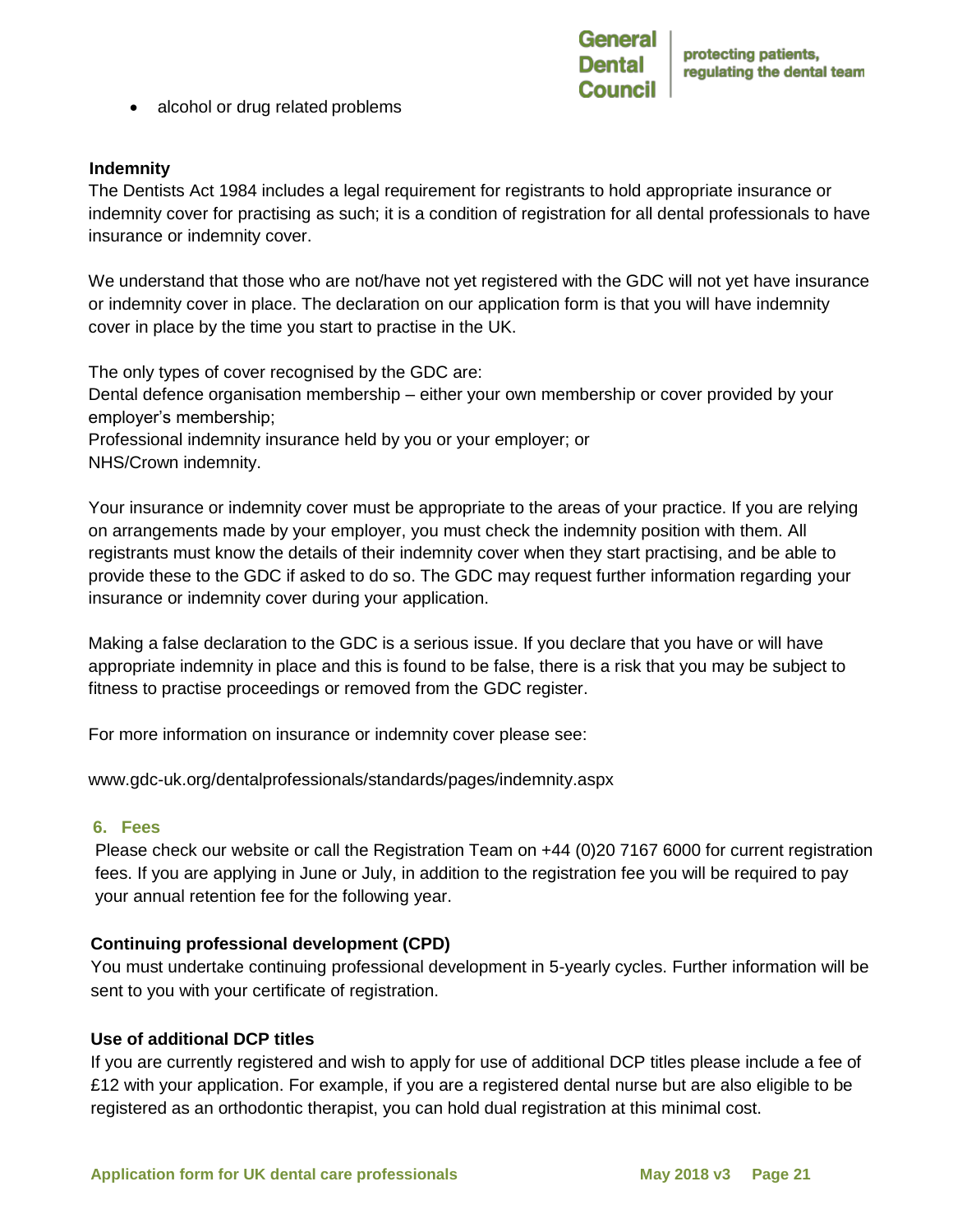- alcohol or drug related problems

**Indemnity**

The Dentists Act 1984 includes a legal requirement for registrants to hold appropriate insurance or indemnity cover for practising as such; it is a condition of registration for all dental professionals to have insurance or indemnity cover.

We understand that those who are not/have not yet registered with the GDC will not yet have insurance or indemnity cover in place. The declaration on our application form is that you will have indemnity cover in place by the time you start to practise in the UK.

The only types of cover recognised by the GDC are:
Dental defence organisation membership – either your own membership or cover provided by your employer's membership;
Professional indemnity insurance held by you or your employer; or
NHS/Crown indemnity.

Your insurance or indemnity cover must be appropriate to the areas of your practice. If you are relying on arrangements made by your employer, you must check the indemnity position with them. All registrants must know the details of their indemnity cover when they start practising, and be able to provide these to the GDC if asked to do so. The GDC may request further information regarding your insurance or indemnity cover during your application.

Making a false declaration to the GDC is a serious issue. If you declare that you have or will have appropriate indemnity in place and this is found to be false, there is a risk that you may be subject to fitness to practise proceedings or removed from the GDC register.

For more information on insurance or indemnity cover please see:

www.gdc-uk.org/dentalprofessionals/standards/pages/indemnity.aspx

## 6. Fees

Please check our website or call the Registration Team on +44 (0)20 7167 6000 for current registration fees. If you are applying in June or July, in addition to the registration fee you will be required to pay your annual retention fee for the following year.

**Continuing professional development (CPD)**

You must undertake continuing professional development in 5-yearly cycles. Further information will be sent to you with your certificate of registration.

**Use of additional DCP titles**

If you are currently registered and wish to apply for use of additional DCP titles please include a fee of £12 with your application. For example, if you are a registered dental nurse but are also eligible to be registered as an orthodontic therapist, you can hold dual registration at this minimal cost.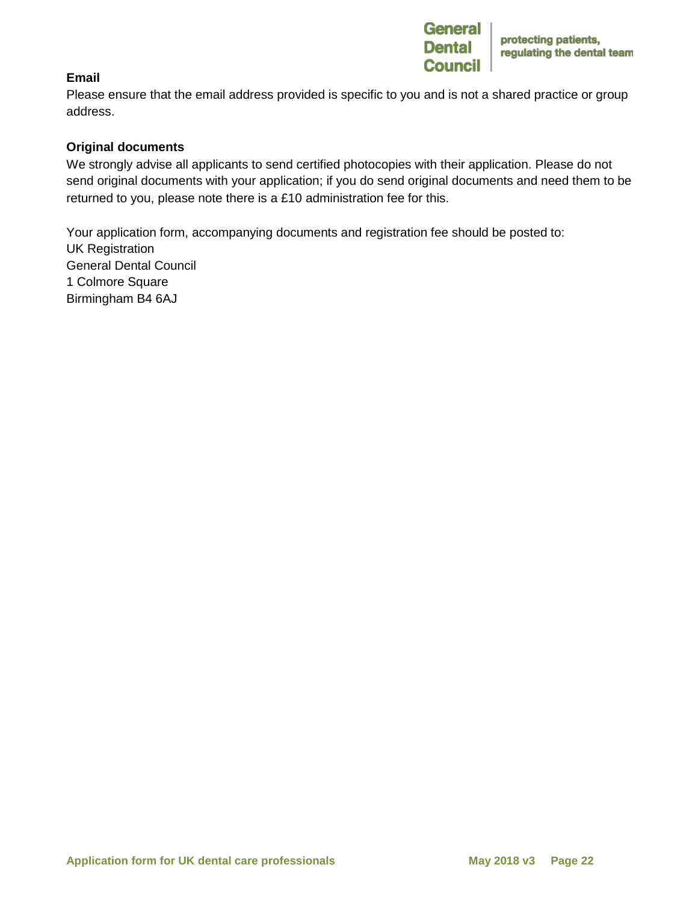**Email**

Please ensure that the email address provided is specific to you and is not a shared practice or group address.

**Original documents**

We strongly advise all applicants to send certified photocopies with their application. Please do not send original documents with your application; if you do send original documents and need them to be returned to you, please note there is a £10 administration fee for this.

Your application form, accompanying documents and registration fee should be posted to:
UK Registration
General Dental Council
1 Colmore Square
Birmingham B4 6AJ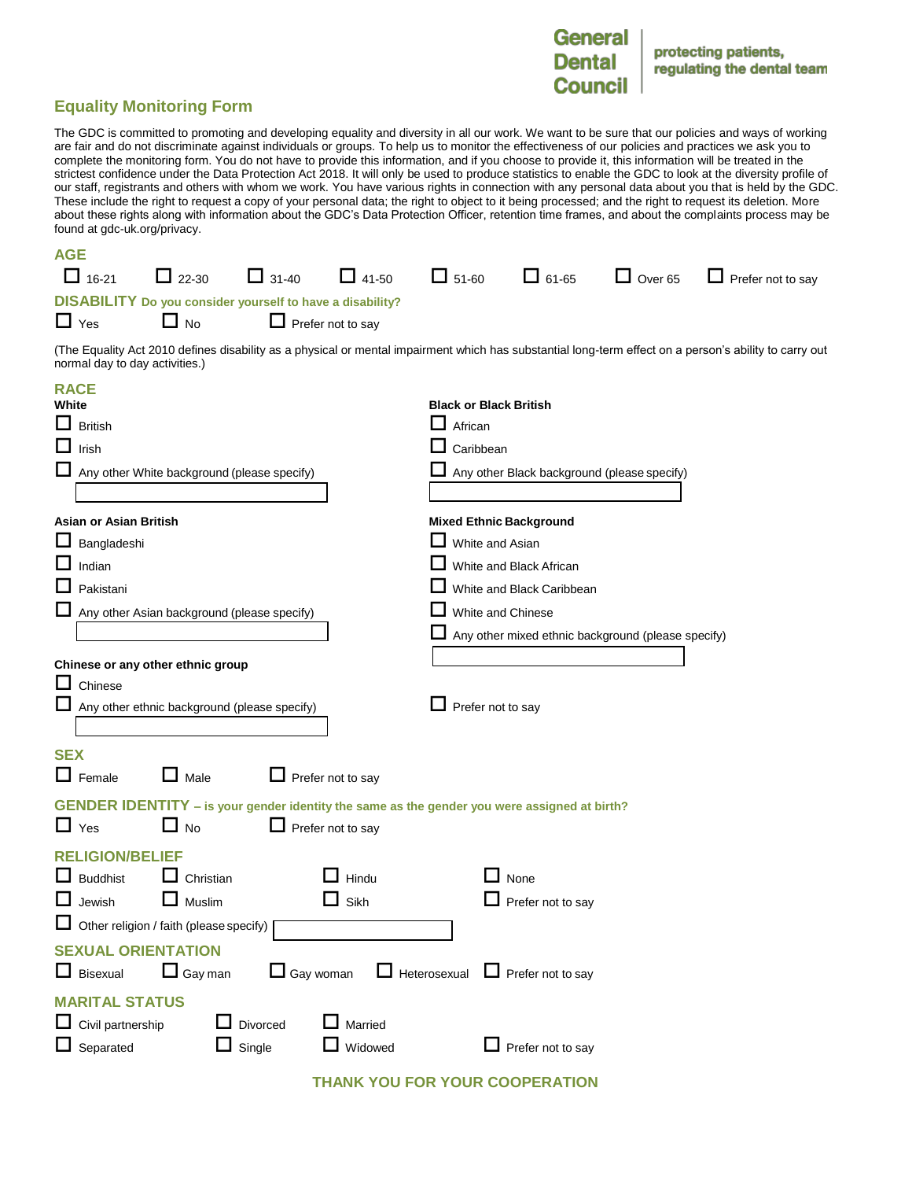General Dental Council | protecting patients, regulating the dental team

## Equality Monitoring Form

The GDC is committed to promoting and developing equality and diversity in all our work. We want to be sure that our policies and ways of working are fair and do not discriminate against individuals or groups. To help us to monitor the effectiveness of our policies and practices we ask you to complete the monitoring form. You do not have to provide this information, and if you choose to provide it, this information will be treated in the strictest confidence under the Data Protection Act 2018. It will only be used to produce statistics to enable the GDC to look at the diversity profile of our staff, registrants and others with whom we work. You have various rights in connection with any personal data about you that is held by the GDC. These include the right to request a copy of your personal data; the right to object to it being processed; and the right to request its deletion. More about these rights along with information about the GDC's Data Protection Officer, retention time frames, and about the complaints process may be found at gdc-uk.org/privacy.

### AGE

☐ 16-21 ☐ 22-30 ☐ 31-40 ☐ 41-50 ☐ 51-60 ☐ 61-65 ☐ Over 65 ☐ Prefer not to say

### DISABILITY Do you consider yourself to have a disability?

☐ Yes ☐ No ☐ Prefer not to say

(The Equality Act 2010 defines disability as a physical or mental impairment which has substantial long-term effect on a person's ability to carry out normal day to day activities.)

### RACE

**White**

☐ British

☐ Irish

☐ Any other White background (please specify) ________

**Black or Black British**

☐ African

☐ Caribbean

☐ Any other Black background (please specify) ________

**Asian or Asian British**

☐ Bangladeshi

☐ Indian

☐ Pakistani

☐ Any other Asian background (please specify) ________

**Mixed Ethnic Background**

☐ White and Asian

☐ White and Black African

☐ White and Black Caribbean

☐ White and Chinese

☐ Any other mixed ethnic background (please specify) ________

**Chinese or any other ethnic group**

☐ Chinese

☐ Any other ethnic background (please specify) ________

☐ Prefer not to say

### SEX

☐ Female ☐ Male ☐ Prefer not to say

### GENDER IDENTITY – is your gender identity the same as the gender you were assigned at birth?

☐ Yes ☐ No ☐ Prefer not to say

### RELIGION/BELIEF

☐ Buddhist ☐ Christian ☐ Hindu ☐ None

☐ Jewish ☐ Muslim ☐ Sikh ☐ Prefer not to say

☐ Other religion / faith (please specify) ________

### SEXUAL ORIENTATION

☐ Bisexual ☐ Gay man ☐ Gay woman ☐ Heterosexual ☐ Prefer not to say

### MARITAL STATUS

☐ Civil partnership ☐ Divorced ☐ Married

☐ Separated ☐ Single ☐ Widowed ☐ Prefer not to say

**THANK YOU FOR YOUR COOPERATION**